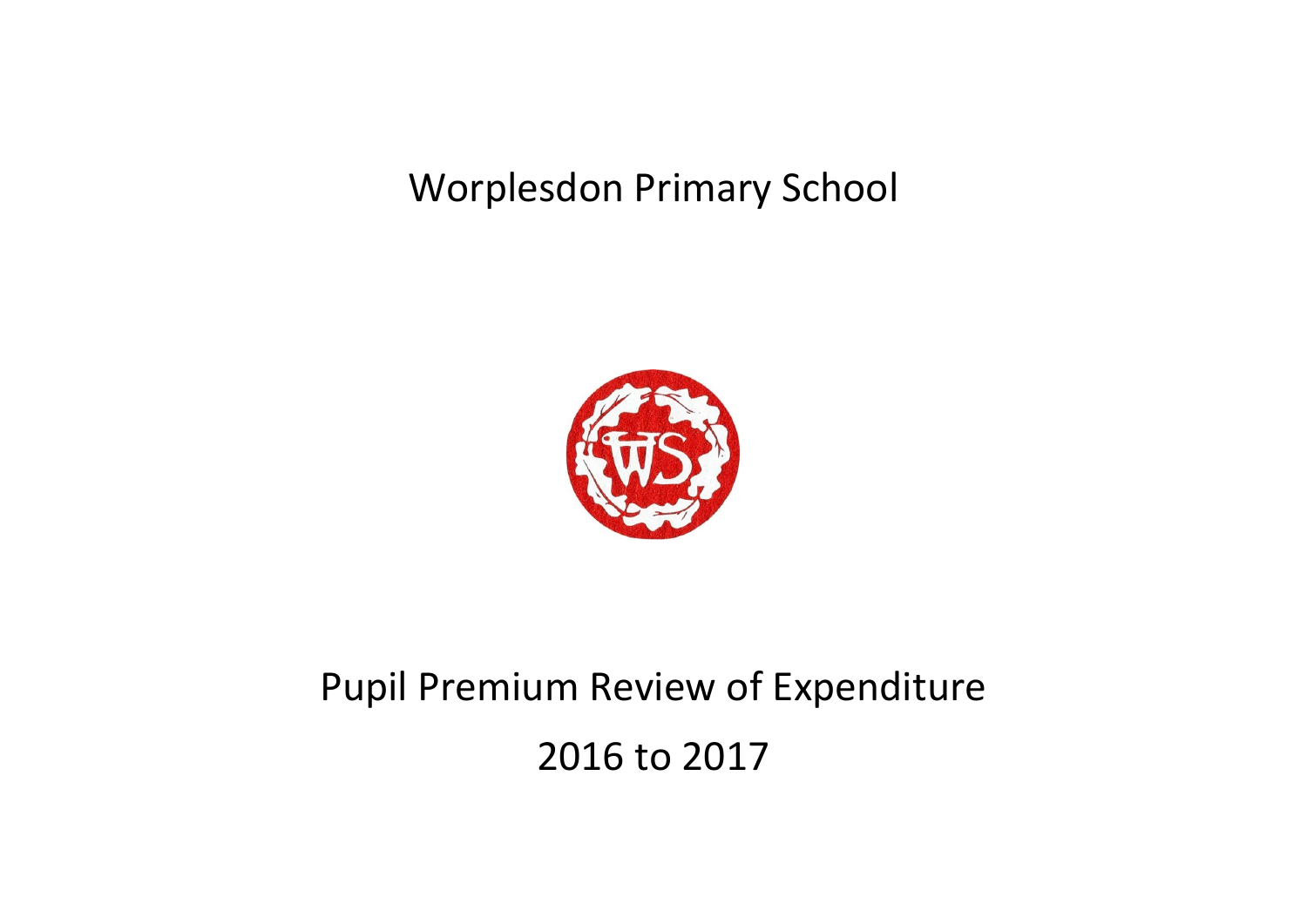# Worplesdon Primary School

## Pupil Premium Review of Expenditure

## 2016 to 2017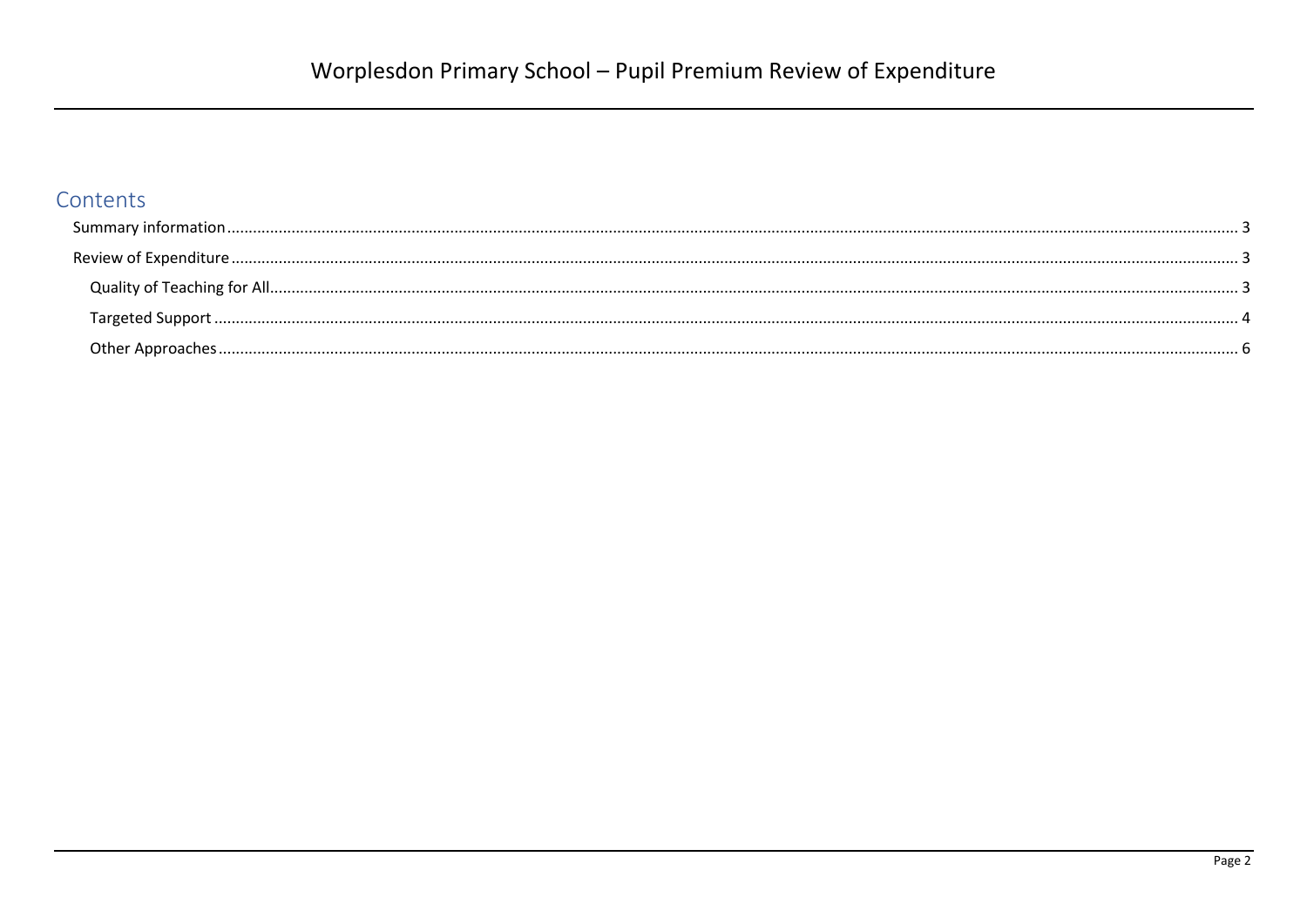# Worplesdon Primary School – Pupil Premium Review of Expenditure

## Contents

- Summary information ........ 3
- Review of Expenditure ........ 3
  - Quality of Teaching for All ........ 3
  - Targeted Support ........ 4
  - Other Approaches ........ 6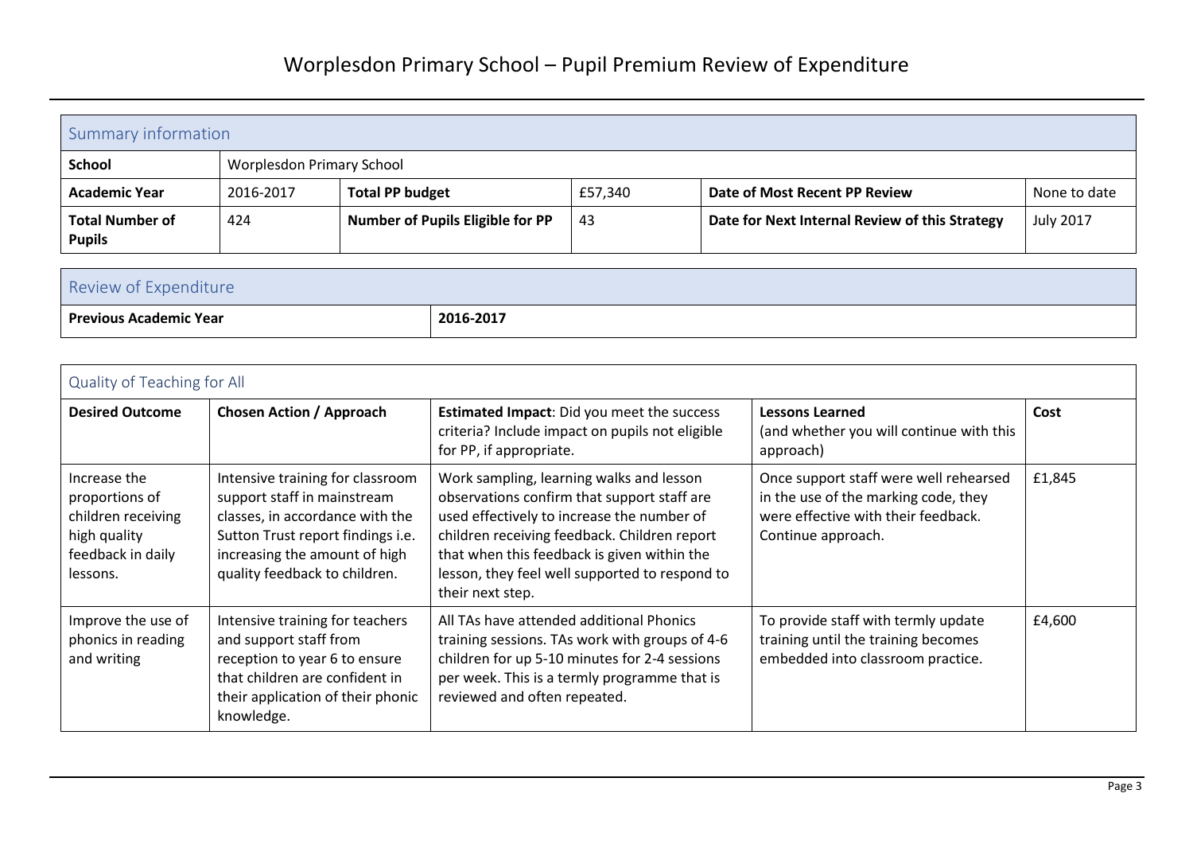# Worplesdon Primary School – Pupil Premium Review of Expenditure

| Summary information | | | | | |
|---|---|---|---|---|---|
| **School** | Worplesdon Primary School | | | | |
| **Academic Year** | 2016-2017 | **Total PP budget** | £57,340 | **Date of Most Recent PP Review** | None to date |
| **Total Number of Pupils** | 424 | **Number of Pupils Eligible for PP** | 43 | **Date for Next Internal Review of this Strategy** | July 2017 |

| Review of Expenditure | |
|---|---|
| **Previous Academic Year** | **2016-2017** |

| Quality of Teaching for All | | | | |
|---|---|---|---|---|
| **Desired Outcome** | **Chosen Action / Approach** | **Estimated Impact**: Did you meet the success criteria? Include impact on pupils not eligible for PP, if appropriate. | **Lessons Learned** (and whether you will continue with this approach) | **Cost** |
| Increase the proportions of children receiving high quality feedback in daily lessons. | Intensive training for classroom support staff in mainstream classes, in accordance with the Sutton Trust report findings i.e. increasing the amount of high quality feedback to children. | Work sampling, learning walks and lesson observations confirm that support staff are used effectively to increase the number of children receiving feedback. Children report that when this feedback is given within the lesson, they feel well supported to respond to their next step. | Once support staff were well rehearsed in the use of the marking code, they were effective with their feedback. Continue approach. | £1,845 |
| Improve the use of phonics in reading and writing | Intensive training for teachers and support staff from reception to year 6 to ensure that children are confident in their application of their phonic knowledge. | All TAs have attended additional Phonics training sessions. TAs work with groups of 4-6 children for up 5-10 minutes for 2-4 sessions per week. This is a termly programme that is reviewed and often repeated. | To provide staff with termly update training until the training becomes embedded into classroom practice. | £4,600 |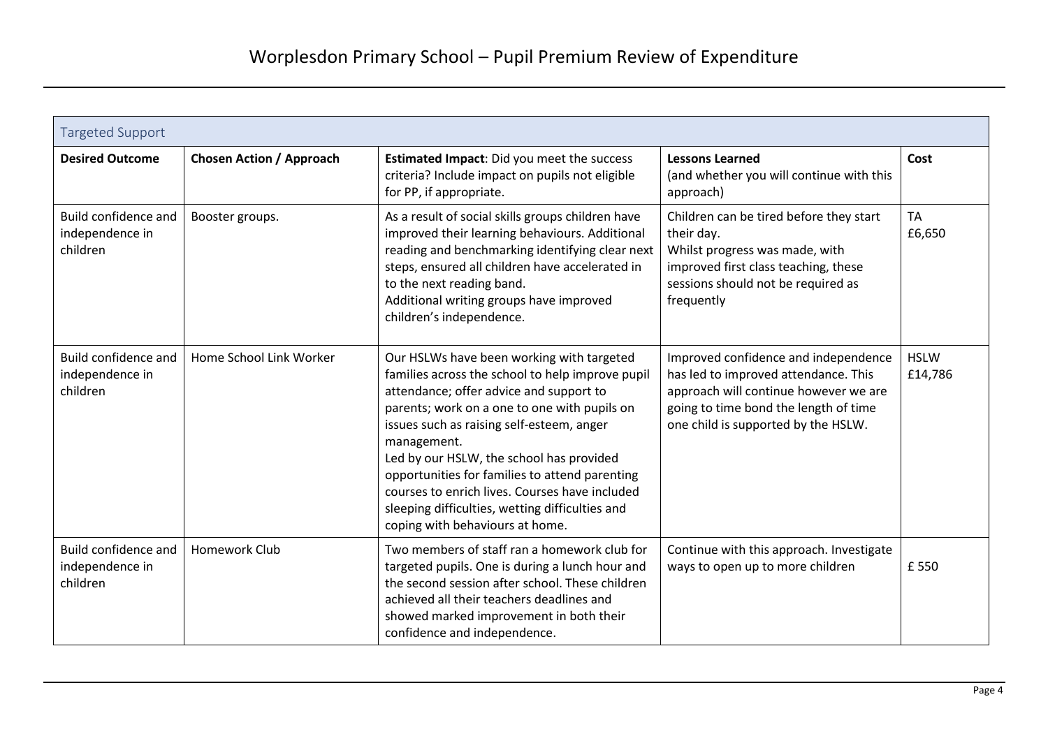# Worplesdon Primary School – Pupil Premium Review of Expenditure

| Targeted Support | | | | |
|---|---|---|---|---|
| **Desired Outcome** | **Chosen Action / Approach** | **Estimated Impact**: Did you meet the success criteria? Include impact on pupils not eligible for PP, if appropriate. | **Lessons Learned** (and whether you will continue with this approach) | **Cost** |
| Build confidence and independence in children | Booster groups. | As a result of social skills groups children have improved their learning behaviours. Additional reading and benchmarking identifying clear next steps, ensured all children have accelerated in to the next reading band.<br>Additional writing groups have improved children's independence. | Children can be tired before they start their day.<br>Whilst progress was made, with improved first class teaching, these sessions should not be required as frequently | TA £6,650 |
| Build confidence and independence in children | Home School Link Worker | Our HSLWs have been working with targeted families across the school to help improve pupil attendance; offer advice and support to parents; work on a one to one with pupils on issues such as raising self-esteem, anger management.<br>Led by our HSLW, the school has provided opportunities for families to attend parenting courses to enrich lives. Courses have included sleeping difficulties, wetting difficulties and coping with behaviours at home. | Improved confidence and independence has led to improved attendance. This approach will continue however we are going to time bond the length of time one child is supported by the HSLW. | HSLW £14,786 |
| Build confidence and independence in children | Homework Club | Two members of staff ran a homework club for targeted pupils. One is during a lunch hour and the second session after school. These children achieved all their teachers deadlines and showed marked improvement in both their confidence and independence. | Continue with this approach. Investigate ways to open up to more children | £ 550 |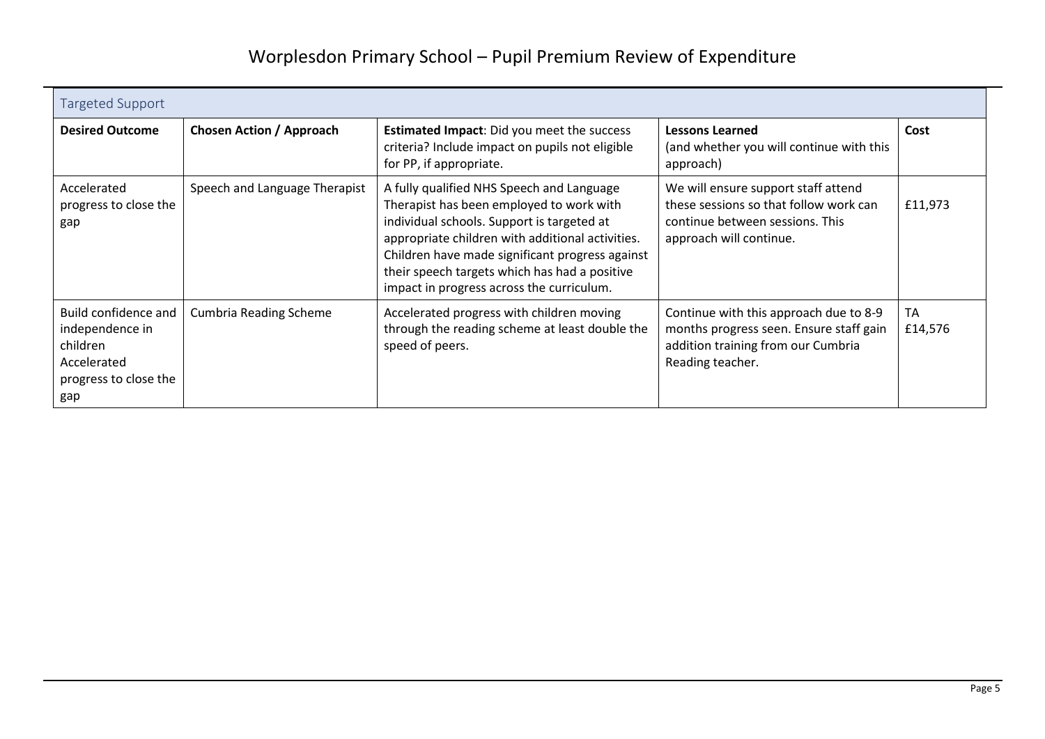# Worplesdon Primary School – Pupil Premium Review of Expenditure

## Targeted Support

| Desired Outcome | Chosen Action / Approach | Estimated Impact: Did you meet the success criteria? Include impact on pupils not eligible for PP, if appropriate. | Lessons Learned (and whether you will continue with this approach) | Cost |
|---|---|---|---|---|
| Accelerated progress to close the gap | Speech and Language Therapist | A fully qualified NHS Speech and Language Therapist has been employed to work with individual schools. Support is targeted at appropriate children with additional activities. Children have made significant progress against their speech targets which has had a positive impact in progress across the curriculum. | We will ensure support staff attend these sessions so that follow work can continue between sessions. This approach will continue. | £11,973 |
| Build confidence and independence in children Accelerated progress to close the gap | Cumbria Reading Scheme | Accelerated progress with children moving through the reading scheme at least double the speed of peers. | Continue with this approach due to 8-9 months progress seen. Ensure staff gain addition training from our Cumbria Reading teacher. | TA £14,576 |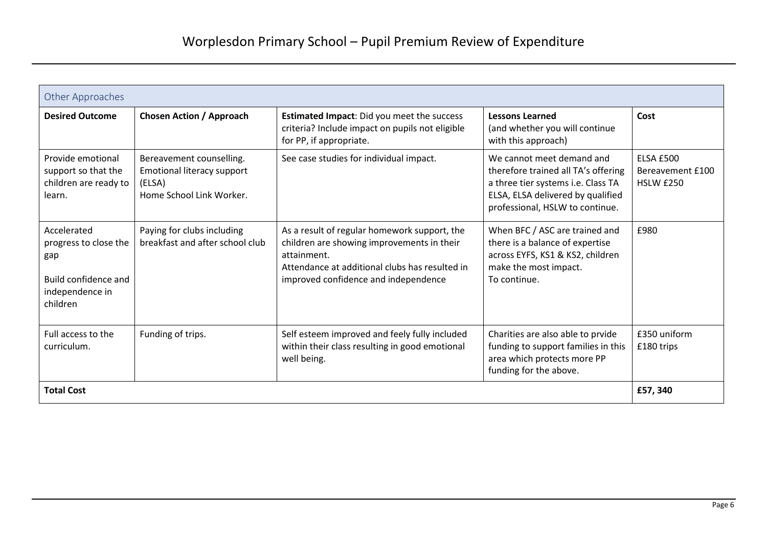# Worplesdon Primary School – Pupil Premium Review of Expenditure

| Other Approaches | | | | |
|---|---|---|---|---|
| **Desired Outcome** | **Chosen Action / Approach** | **Estimated Impact**: Did you meet the success criteria? Include impact on pupils not eligible for PP, if appropriate. | **Lessons Learned** (and whether you will continue with this approach) | **Cost** |
| Provide emotional support so that the children are ready to learn. | Bereavement counselling. Emotional literacy support (ELSA) Home School Link Worker. | See case studies for individual impact. | We cannot meet demand and therefore trained all TA's offering a three tier systems i.e. Class TA ELSA, ELSA delivered by qualified professional, HSLW to continue. | ELSA £500 Bereavement £100 HSLW £250 |
| Accelerated progress to close the gap<br><br>Build confidence and independence in children | Paying for clubs including breakfast and after school club | As a result of regular homework support, the children are showing improvements in their attainment.<br>Attendance at additional clubs has resulted in improved confidence and independence | When BFC / ASC are trained and there is a balance of expertise across EYFS, KS1 & KS2, children make the most impact.<br>To continue. | £980 |
| Full access to the curriculum. | Funding of trips. | Self esteem improved and feely fully included within their class resulting in good emotional well being. | Charities are also able to prvide funding to support families in this area which protects more PP funding for the above. | £350 uniform £180 trips |
| **Total Cost** | | | | **£57, 340** |